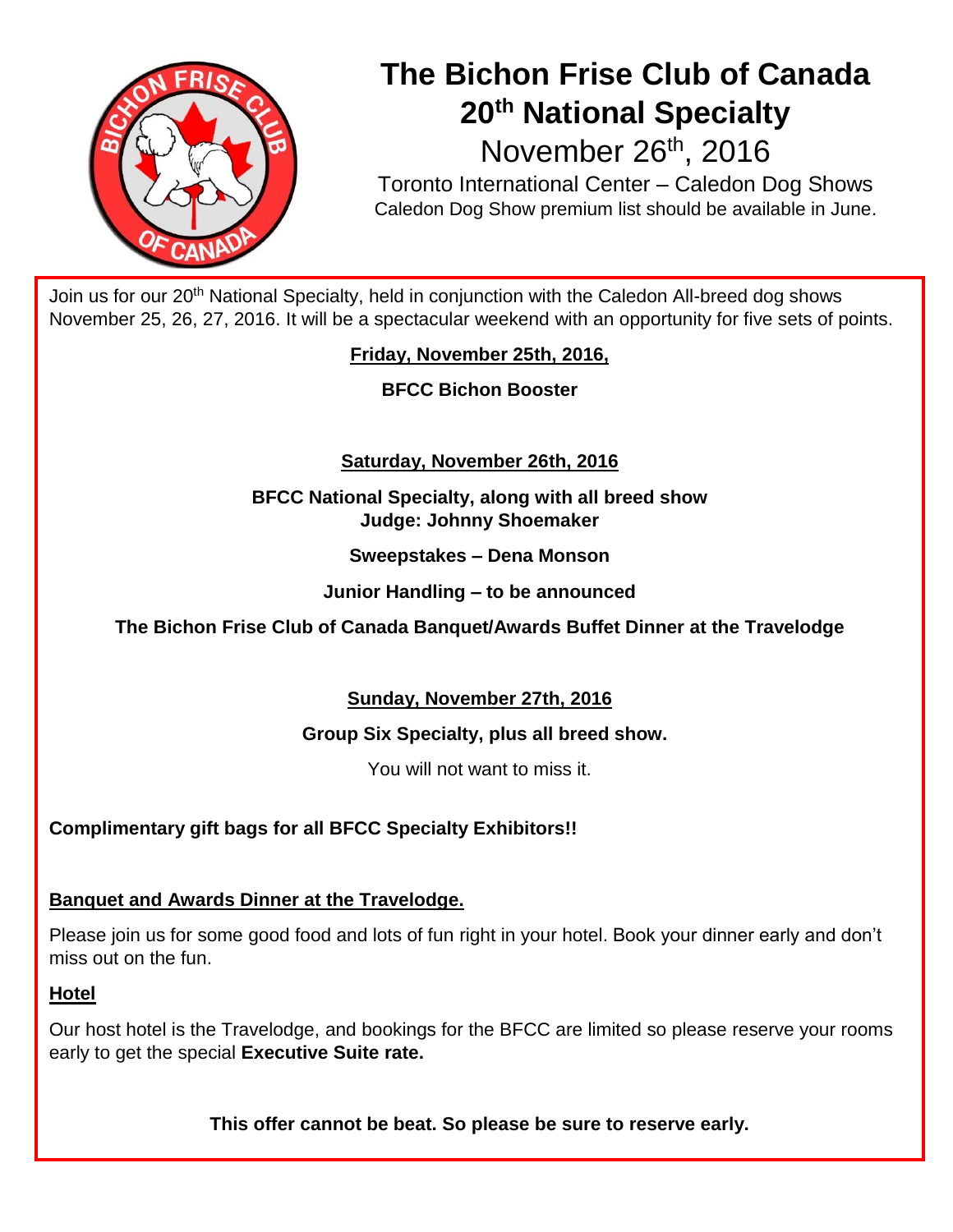# The Bichon Frise Club of Canada 20th National Specialty

## November 26th, 2016

Toronto International Center – Caledon Dog Shows

Caledon Dog Show premium list should be available in June.

Join us for our 20th National Specialty, held in conjunction with the Caledon All-breed dog shows November 25, 26, 27, 2016. It will be a spectacular weekend with an opportunity for five sets of points.

**Friday, November 25th, 2016,**

**BFCC Bichon Booster**

**Saturday, November 26th, 2016**

**BFCC National Specialty, along with all breed show**
**Judge: Johnny Shoemaker**

**Sweepstakes – Dena Monson**

**Junior Handling – to be announced**

**The Bichon Frise Club of Canada Banquet/Awards Buffet Dinner at the Travelodge**

**Sunday, November 27th, 2016**

**Group Six Specialty, plus all breed show.**

You will not want to miss it.

**Complimentary gift bags for all BFCC Specialty Exhibitors!!**

**Banquet and Awards Dinner at the Travelodge.**

Please join us for some good food and lots of fun right in your hotel. Book your dinner early and don't miss out on the fun.

**Hotel**

Our host hotel is the Travelodge, and bookings for the BFCC are limited so please reserve your rooms early to get the special **Executive Suite rate.**

**This offer cannot be beat. So please be sure to reserve early.**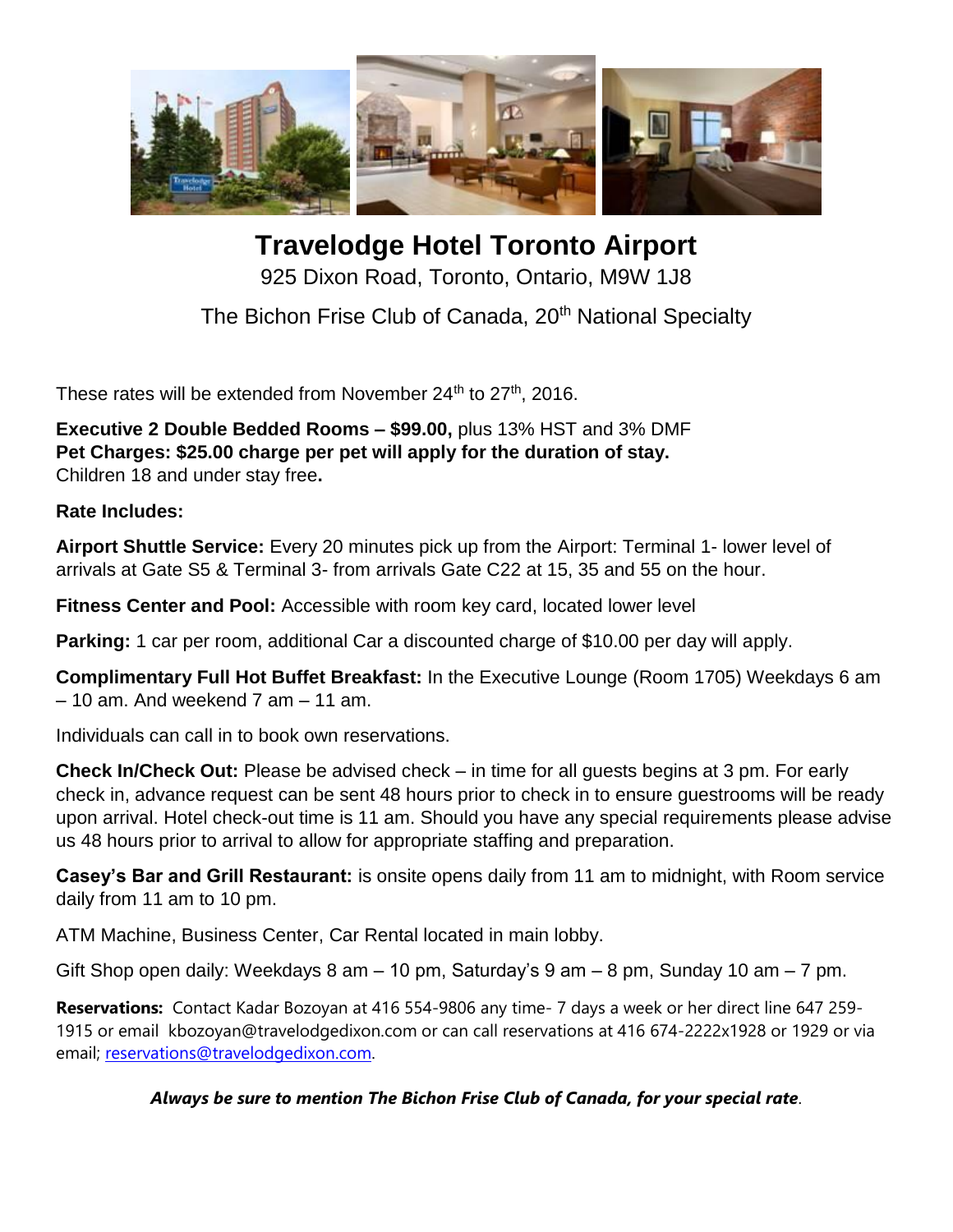# Travelodge Hotel Toronto Airport

925 Dixon Road, Toronto, Ontario, M9W 1J8

The Bichon Frise Club of Canada, 20th National Specialty

These rates will be extended from November 24th to 27th, 2016.

**Executive 2 Double Bedded Rooms – $99.00,** plus 13% HST and 3% DMF
**Pet Charges: $25.00 charge per pet will apply for the duration of stay.**
Children 18 and under stay free**.**

**Rate Includes:**

**Airport Shuttle Service:** Every 20 minutes pick up from the Airport: Terminal 1- lower level of arrivals at Gate S5 & Terminal 3- from arrivals Gate C22 at 15, 35 and 55 on the hour.

**Fitness Center and Pool:** Accessible with room key card, located lower level

**Parking:** 1 car per room, additional Car a discounted charge of $10.00 per day will apply.

**Complimentary Full Hot Buffet Breakfast:** In the Executive Lounge (Room 1705) Weekdays 6 am – 10 am. And weekend 7 am – 11 am.

Individuals can call in to book own reservations.

**Check In/Check Out:** Please be advised check – in time for all guests begins at 3 pm. For early check in, advance request can be sent 48 hours prior to check in to ensure guestrooms will be ready upon arrival. Hotel check-out time is 11 am. Should you have any special requirements please advise us 48 hours prior to arrival to allow for appropriate staffing and preparation.

**Casey's Bar and Grill Restaurant:** is onsite opens daily from 11 am to midnight, with Room service daily from 11 am to 10 pm.

ATM Machine, Business Center, Car Rental located in main lobby.

Gift Shop open daily: Weekdays 8 am – 10 pm, Saturday's 9 am – 8 pm, Sunday 10 am – 7 pm.

**Reservations:** Contact Kadar Bozoyan at 416 554-9806 any time- 7 days a week or her direct line 647 259-1915 or email kbozoyan@travelodgedixon.com or can call reservations at 416 674-2222x1928 or 1929 or via email; reservations@travelodgedixon.com.

***Always be sure to mention The Bichon Frise Club of Canada, for your special rate***.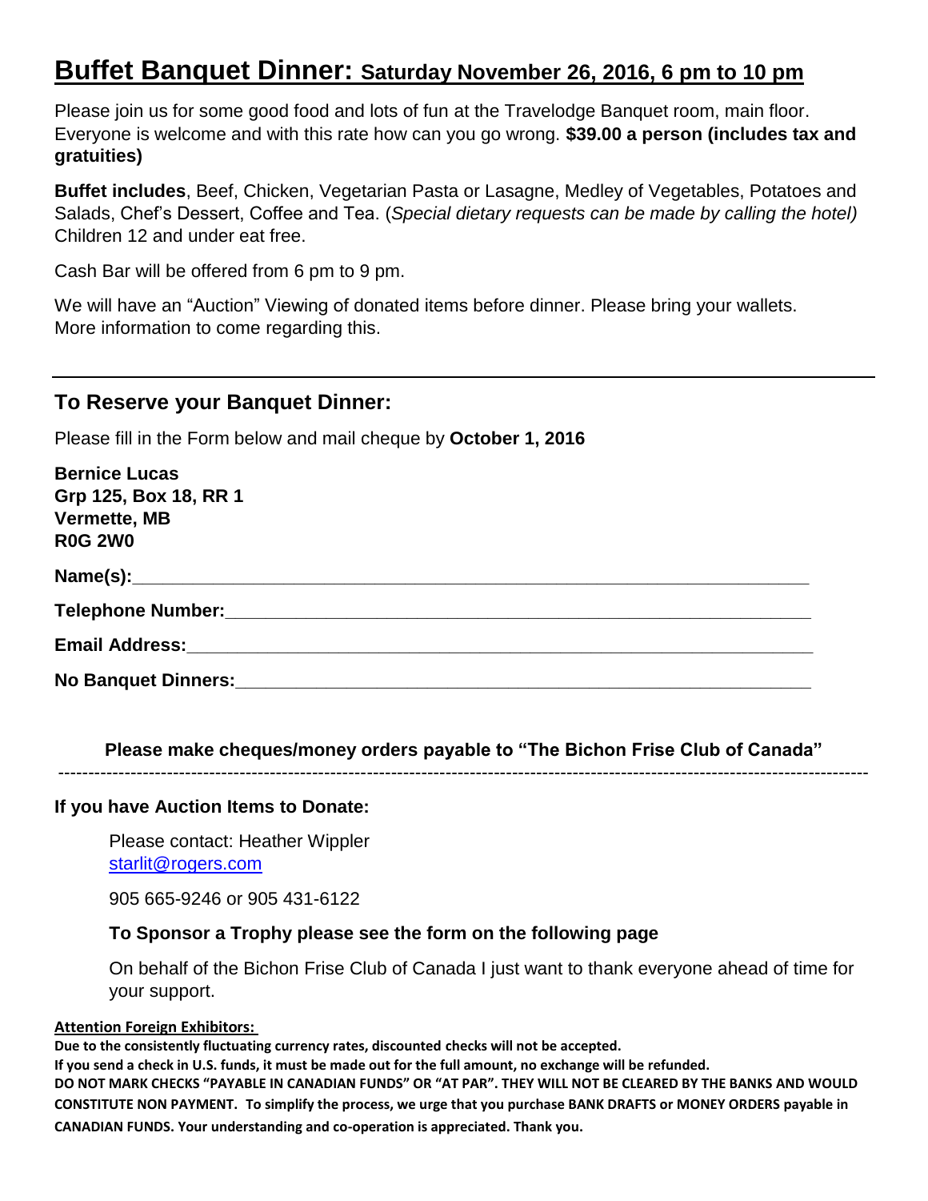# Buffet Banquet Dinner: Saturday November 26, 2016, 6 pm to 10 pm

Please join us for some good food and lots of fun at the Travelodge Banquet room, main floor. Everyone is welcome and with this rate how can you go wrong. **$39.00 a person (includes tax and gratuities)**

**Buffet includes**, Beef, Chicken, Vegetarian Pasta or Lasagne, Medley of Vegetables, Potatoes and Salads, Chef's Dessert, Coffee and Tea. (*Special dietary requests can be made by calling the hotel)* Children 12 and under eat free.

Cash Bar will be offered from 6 pm to 9 pm.

We will have an "Auction" Viewing of donated items before dinner. Please bring your wallets. More information to come regarding this.

---

## To Reserve your Banquet Dinner:

Please fill in the Form below and mail cheque by **October 1, 2016**

**Bernice Lucas**
**Grp 125, Box 18, RR 1**
**Vermette, MB**
**R0G 2W0**

**Name(s):**____________________________________________

**Telephone Number:**____________________________________________

**Email Address:**____________________________________________

**No Banquet Dinners:**____________________________________________

**Please make cheques/money orders payable to "The Bichon Frise Club of Canada"**

---

**If you have Auction Items to Donate:**

Please contact: Heather Wippler
starlit@rogers.com

905 665-9246 or 905 431-6122

**To Sponsor a Trophy please see the form on the following page**

On behalf of the Bichon Frise Club of Canada I just want to thank everyone ahead of time for your support.

**Attention Foreign Exhibitors:**

**Due to the consistently fluctuating currency rates, discounted checks will not be accepted.**
**If you send a check in U.S. funds, it must be made out for the full amount, no exchange will be refunded.**
**DO NOT MARK CHECKS "PAYABLE IN CANADIAN FUNDS" OR "AT PAR". THEY WILL NOT BE CLEARED BY THE BANKS AND WOULD CONSTITUTE NON PAYMENT. To simplify the process, we urge that you purchase BANK DRAFTS or MONEY ORDERS payable in CANADIAN FUNDS. Your understanding and co-operation is appreciated. Thank you.**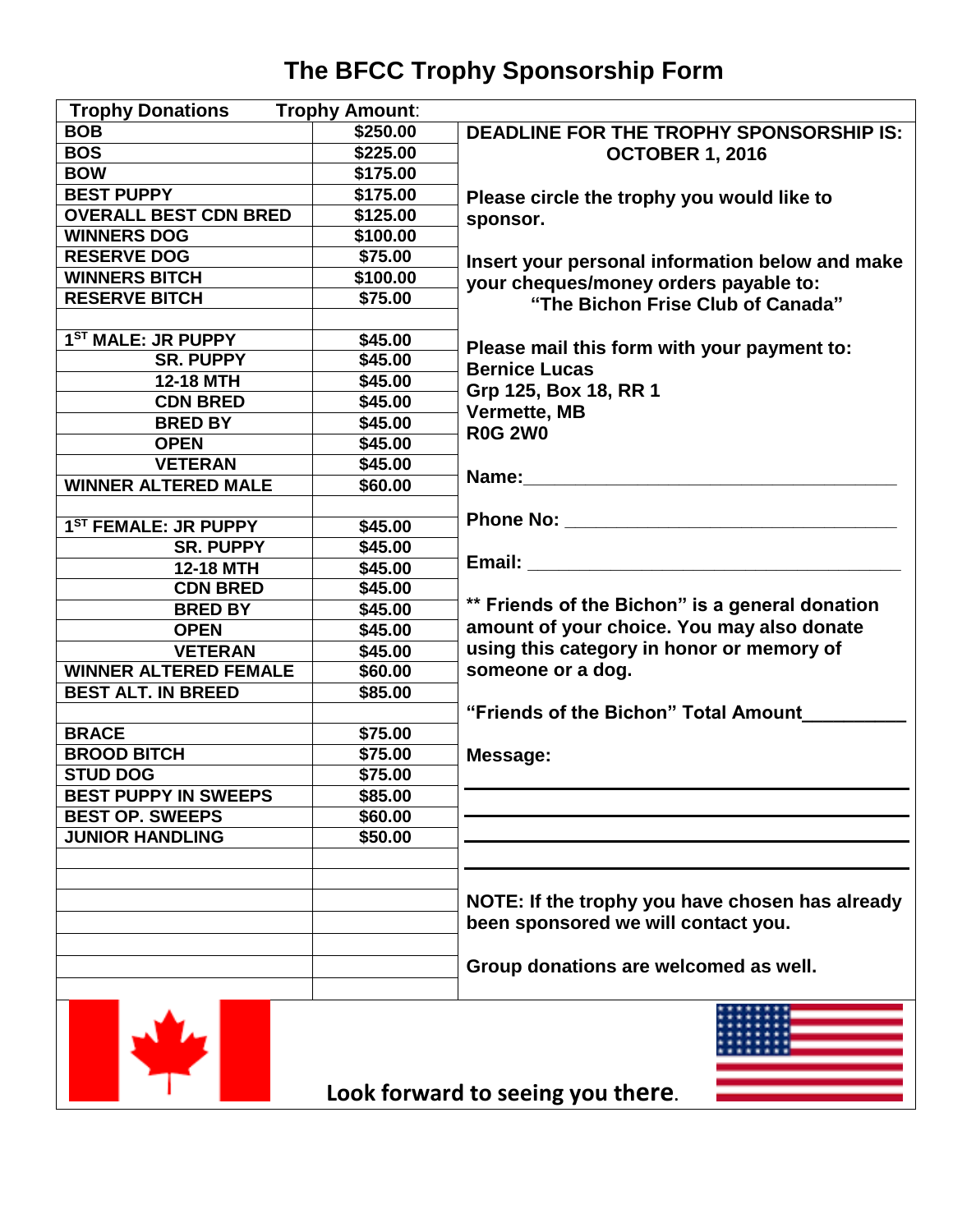# The BFCC Trophy Sponsorship Form

| Trophy Donations | Trophy Amount: |
|---|---|
| BOB | $250.00 |
| BOS | $225.00 |
| BOW | $175.00 |
| BEST PUPPY | $175.00 |
| OVERALL BEST CDN BRED | $125.00 |
| WINNERS DOG | $100.00 |
| RESERVE DOG | $75.00 |
| WINNERS BITCH | $100.00 |
| RESERVE BITCH | $75.00 |
| | |
| 1ST MALE: JR PUPPY | $45.00 |
| SR. PUPPY | $45.00 |
| 12-18 MTH | $45.00 |
| CDN BRED | $45.00 |
| BRED BY | $45.00 |
| OPEN | $45.00 |
| VETERAN | $45.00 |
| WINNER ALTERED MALE | $60.00 |
| | |
| 1ST FEMALE: JR PUPPY | $45.00 |
| SR. PUPPY | $45.00 |
| 12-18 MTH | $45.00 |
| CDN BRED | $45.00 |
| BRED BY | $45.00 |
| OPEN | $45.00 |
| VETERAN | $45.00 |
| WINNER ALTERED FEMALE | $60.00 |
| BEST ALT. IN BREED | $85.00 |
| | |
| BRACE | $75.00 |
| BROOD BITCH | $75.00 |
| STUD DOG | $75.00 |
| BEST PUPPY IN SWEEPS | $85.00 |
| BEST OP. SWEEPS | $60.00 |
| JUNIOR HANDLING | $50.00 |
| | |
| | |
| | |
| | |
| | |
| | |

**DEADLINE FOR THE TROPHY SPONSORSHIP IS: OCTOBER 1, 2016**

**Please circle the trophy you would like to sponsor.**

**Insert your personal information below and make your cheques/money orders payable to: "The Bichon Frise Club of Canada"**

**Please mail this form with your payment to:**
**Bernice Lucas**
**Grp 125, Box 18, RR 1**
**Vermette, MB**
**R0G 2W0**

**Name:**\_\_\_\_\_\_\_\_\_\_\_\_\_\_\_\_\_\_\_\_\_\_\_\_\_\_\_\_\_\_\_\_\_\_\_\_\_\_\_\_

**Phone No:** \_\_\_\_\_\_\_\_\_\_\_\_\_\_\_\_\_\_\_\_\_\_\_\_\_\_\_\_\_\_\_\_\_\_\_\_

**Email:** \_\_\_\_\_\_\_\_\_\_\_\_\_\_\_\_\_\_\_\_\_\_\_\_\_\_\_\_\_\_\_\_\_\_\_\_\_\_\_\_

**\*\* Friends of the Bichon" is a general donation amount of your choice. You may also donate using this category in honor or memory of someone or a dog.**

**"Friends of the Bichon" Total Amount**\_\_\_\_\_\_\_\_\_\_

**Message:**

\_\_\_\_\_\_\_\_\_\_\_\_\_\_\_\_\_\_\_\_\_\_\_\_\_\_\_\_\_\_\_\_\_\_\_\_\_\_\_\_\_\_\_\_\_\_\_\_\_\_\_\_

\_\_\_\_\_\_\_\_\_\_\_\_\_\_\_\_\_\_\_\_\_\_\_\_\_\_\_\_\_\_\_\_\_\_\_\_\_\_\_\_\_\_\_\_\_\_\_\_\_\_\_\_

\_\_\_\_\_\_\_\_\_\_\_\_\_\_\_\_\_\_\_\_\_\_\_\_\_\_\_\_\_\_\_\_\_\_\_\_\_\_\_\_\_\_\_\_\_\_\_\_\_\_\_\_

\_\_\_\_\_\_\_\_\_\_\_\_\_\_\_\_\_\_\_\_\_\_\_\_\_\_\_\_\_\_\_\_\_\_\_\_\_\_\_\_\_\_\_\_\_\_\_\_\_\_\_\_

**NOTE: If the trophy you have chosen has already been sponsored we will contact you.**

**Group donations are welcomed as well.**

**Look forward to seeing you there.**